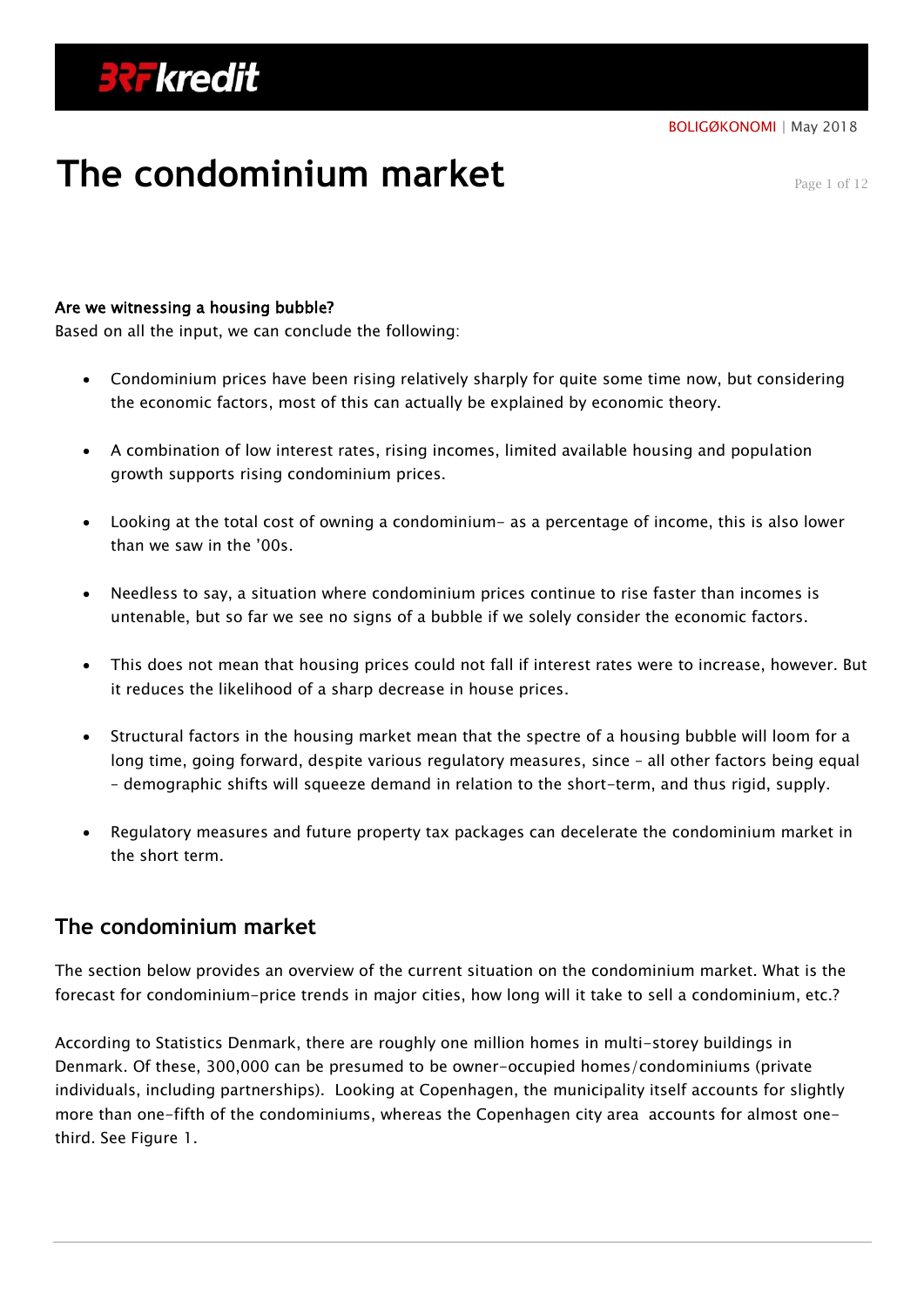# The condominium market

**Are we witnessing a housing bubble?**

Based on all the input, we can conclude the following:

- Condominium prices have been rising relatively sharply for quite some time now, but considering the economic factors, most of this can actually be explained by economic theory.
- A combination of low interest rates, rising incomes, limited available housing and population growth supports rising condominium prices.
- Looking at the total cost of owning a condominium- as a percentage of income, this is also lower than we saw in the '00s.
- Needless to say, a situation where condominium prices continue to rise faster than incomes is untenable, but so far we see no signs of a bubble if we solely consider the economic factors.
- This does not mean that housing prices could not fall if interest rates were to increase, however. But it reduces the likelihood of a sharp decrease in house prices.
- Structural factors in the housing market mean that the spectre of a housing bubble will loom for a long time, going forward, despite various regulatory measures, since – all other factors being equal – demographic shifts will squeeze demand in relation to the short-term, and thus rigid, supply.
- Regulatory measures and future property tax packages can decelerate the condominium market in the short term.

## The condominium market

The section below provides an overview of the current situation on the condominium market. What is the forecast for condominium-price trends in major cities, how long will it take to sell a condominium, etc.?

According to Statistics Denmark, there are roughly one million homes in multi-storey buildings in Denmark. Of these, 300,000 can be presumed to be owner-occupied homes/condominiums (private individuals, including partnerships). Looking at Copenhagen, the municipality itself accounts for slightly more than one-fifth of the condominiums, whereas the Copenhagen city area accounts for almost one-third. See Figure 1.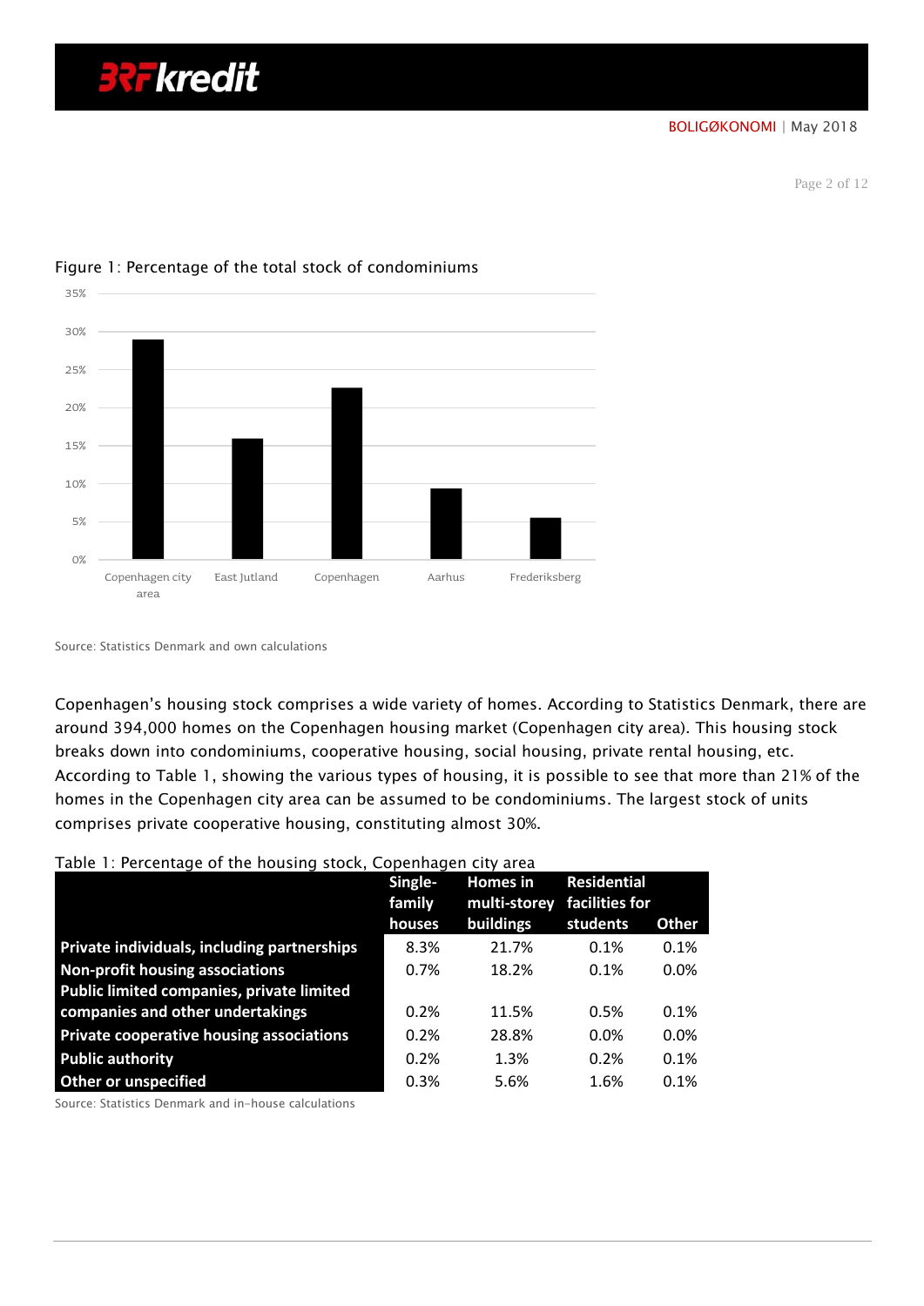Figure 1: Percentage of the total stock of condominiums

Source: Statistics Denmark and own calculations

Copenhagen's housing stock comprises a wide variety of homes. According to Statistics Denmark, there are around 394,000 homes on the Copenhagen housing market (Copenhagen city area). This housing stock breaks down into condominiums, cooperative housing, social housing, private rental housing, etc. According to Table 1, showing the various types of housing, it is possible to see that more than 21% of the homes in the Copenhagen city area can be assumed to be condominiums. The largest stock of units comprises private cooperative housing, constituting almost 30%.

Table 1: Percentage of the housing stock, Copenhagen city area

| | Single-family houses | Homes in multi-storey buildings | Residential facilities for students | Other |
|---|---|---|---|---|
| **Private individuals, including partnerships** | 8.3% | 21.7% | 0.1% | 0.1% |
| **Non-profit housing associations** | 0.7% | 18.2% | 0.1% | 0.0% |
| **Public limited companies, private limited companies and other undertakings** | 0.2% | 11.5% | 0.5% | 0.1% |
| **Private cooperative housing associations** | 0.2% | 28.8% | 0.0% | 0.0% |
| **Public authority** | 0.2% | 1.3% | 0.2% | 0.1% |
| **Other or unspecified** | 0.3% | 5.6% | 1.6% | 0.1% |

Source: Statistics Denmark and in-house calculations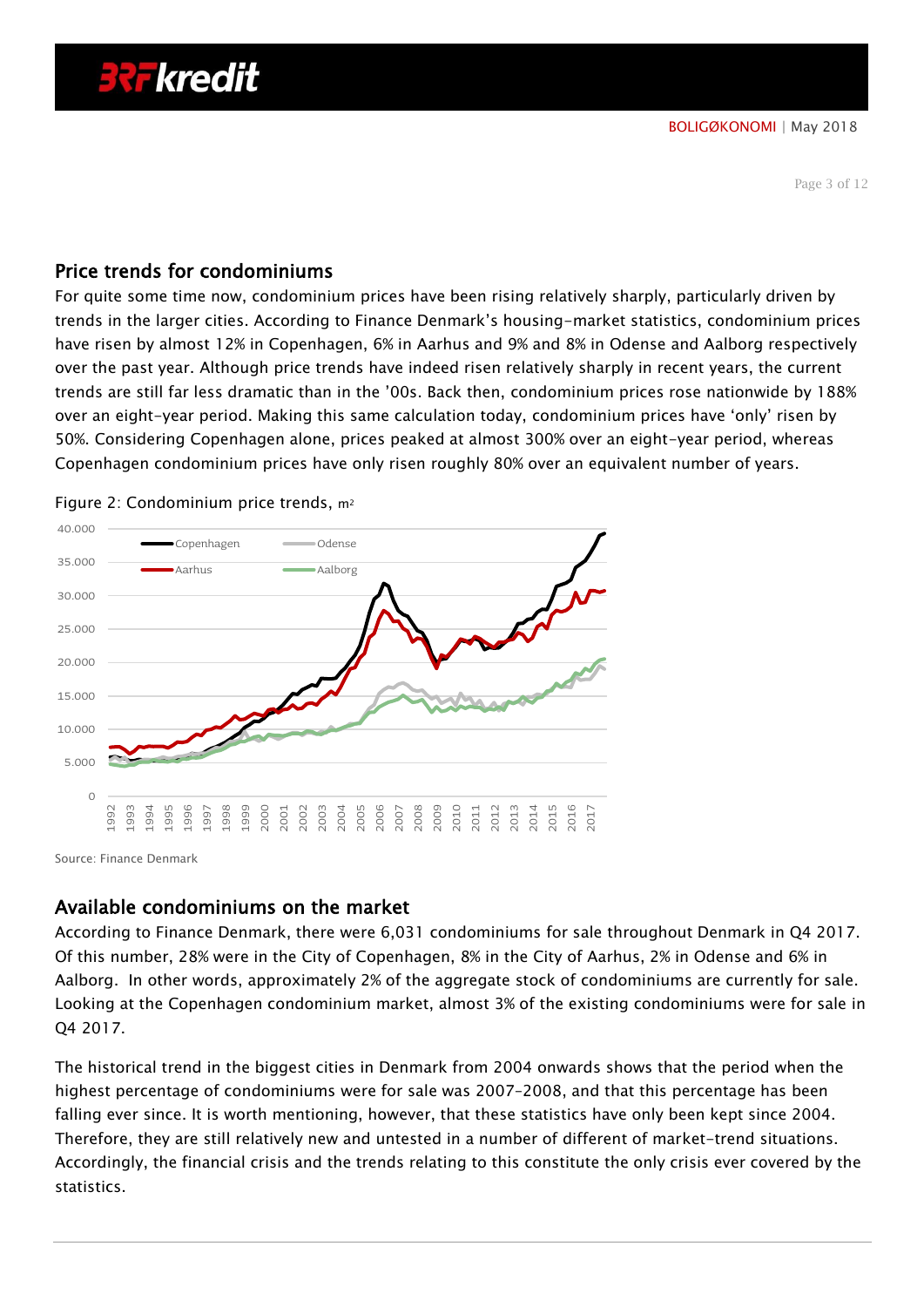## Price trends for condominiums

For quite some time now, condominium prices have been rising relatively sharply, particularly driven by trends in the larger cities. According to Finance Denmark's housing-market statistics, condominium prices have risen by almost 12% in Copenhagen, 6% in Aarhus and 9% and 8% in Odense and Aalborg respectively over the past year. Although price trends have indeed risen relatively sharply in recent years, the current trends are still far less dramatic than in the '00s. Back then, condominium prices rose nationwide by 188% over an eight-year period. Making this same calculation today, condominium prices have 'only' risen by 50%. Considering Copenhagen alone, prices peaked at almost 300% over an eight-year period, whereas Copenhagen condominium prices have only risen roughly 80% over an equivalent number of years.

Figure 2: Condominium price trends, m²

Source: Finance Denmark

## Available condominiums on the market

According to Finance Denmark, there were 6,031 condominiums for sale throughout Denmark in Q4 2017. Of this number, 28% were in the City of Copenhagen, 8% in the City of Aarhus, 2% in Odense and 6% in Aalborg. In other words, approximately 2% of the aggregate stock of condominiums are currently for sale. Looking at the Copenhagen condominium market, almost 3% of the existing condominiums were for sale in Q4 2017.

The historical trend in the biggest cities in Denmark from 2004 onwards shows that the period when the highest percentage of condominiums were for sale was 2007–2008, and that this percentage has been falling ever since. It is worth mentioning, however, that these statistics have only been kept since 2004. Therefore, they are still relatively new and untested in a number of different of market-trend situations. Accordingly, the financial crisis and the trends relating to this constitute the only crisis ever covered by the statistics.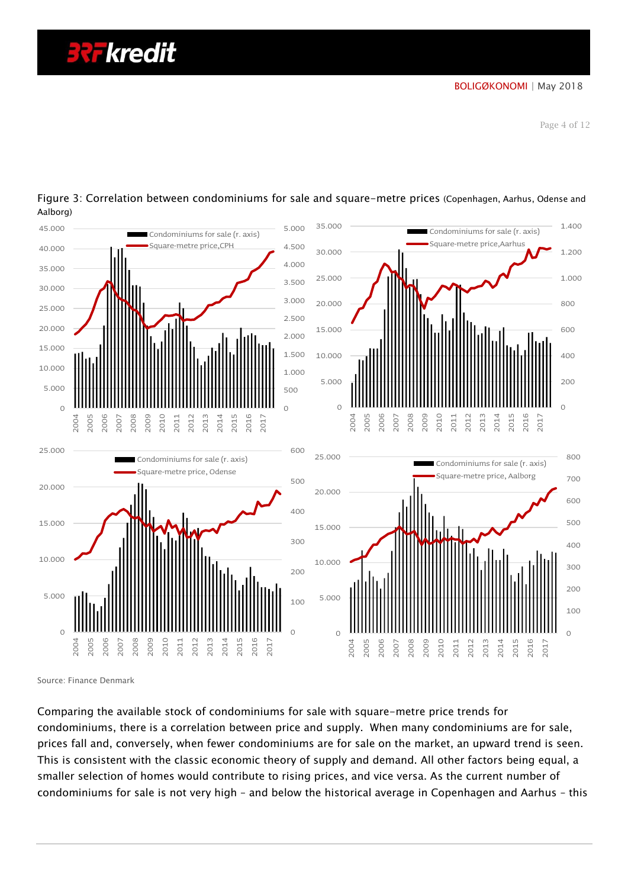Figure 3: Correlation between condominiums for sale and square-metre prices (Copenhagen, Aarhus, Odense and Aalborg)

Source: Finance Denmark

Comparing the available stock of condominiums for sale with square-metre price trends for condominiums, there is a correlation between price and supply. When many condominiums are for sale, prices fall and, conversely, when fewer condominiums are for sale on the market, an upward trend is seen. This is consistent with the classic economic theory of supply and demand. All other factors being equal, a smaller selection of homes would contribute to rising prices, and vice versa. As the current number of condominiums for sale is not very high – and below the historical average in Copenhagen and Aarhus – this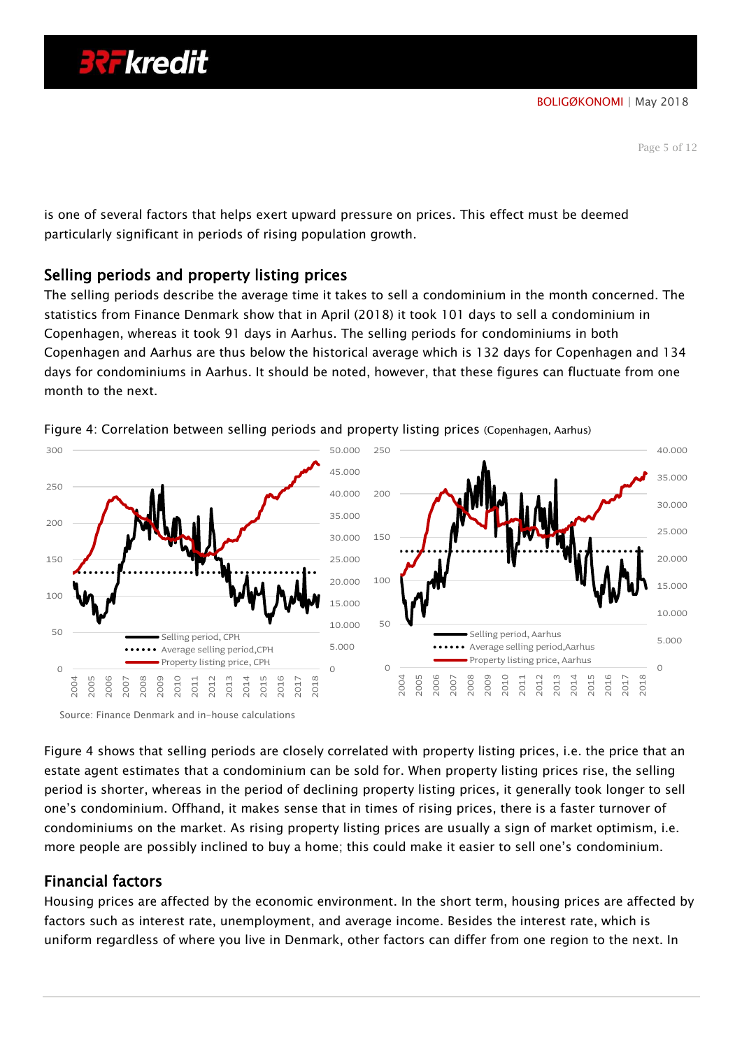is one of several factors that helps exert upward pressure on prices. This effect must be deemed particularly significant in periods of rising population growth.

## Selling periods and property listing prices

The selling periods describe the average time it takes to sell a condominium in the month concerned. The statistics from Finance Denmark show that in April (2018) it took 101 days to sell a condominium in Copenhagen, whereas it took 91 days in Aarhus. The selling periods for condominiums in both Copenhagen and Aarhus are thus below the historical average which is 132 days for Copenhagen and 134 days for condominiums in Aarhus. It should be noted, however, that these figures can fluctuate from one month to the next.

Figure 4: Correlation between selling periods and property listing prices (Copenhagen, Aarhus)

Source: Finance Denmark and in-house calculations

Figure 4 shows that selling periods are closely correlated with property listing prices, i.e. the price that an estate agent estimates that a condominium can be sold for. When property listing prices rise, the selling period is shorter, whereas in the period of declining property listing prices, it generally took longer to sell one's condominium. Offhand, it makes sense that in times of rising prices, there is a faster turnover of condominiums on the market. As rising property listing prices are usually a sign of market optimism, i.e. more people are possibly inclined to buy a home; this could make it easier to sell one's condominium.

## Financial factors

Housing prices are affected by the economic environment. In the short term, housing prices are affected by factors such as interest rate, unemployment, and average income. Besides the interest rate, which is uniform regardless of where you live in Denmark, other factors can differ from one region to the next. In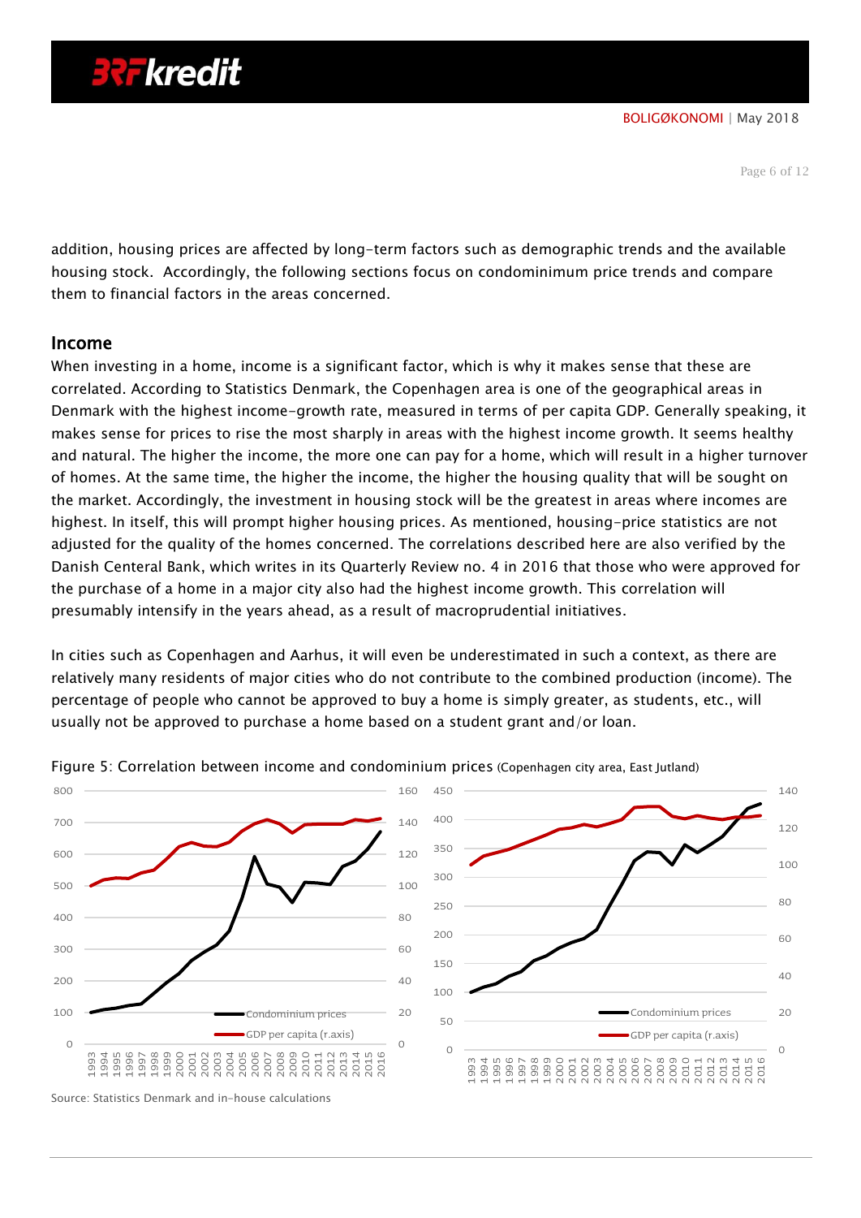addition, housing prices are affected by long-term factors such as demographic trends and the available housing stock. Accordingly, the following sections focus on condominimum price trends and compare them to financial factors in the areas concerned.

## Income

When investing in a home, income is a significant factor, which is why it makes sense that these are correlated. According to Statistics Denmark, the Copenhagen area is one of the geographical areas in Denmark with the highest income-growth rate, measured in terms of per capita GDP. Generally speaking, it makes sense for prices to rise the most sharply in areas with the highest income growth. It seems healthy and natural. The higher the income, the more one can pay for a home, which will result in a higher turnover of homes. At the same time, the higher the income, the higher the housing quality that will be sought on the market. Accordingly, the investment in housing stock will be the greatest in areas where incomes are highest. In itself, this will prompt higher housing prices. As mentioned, housing-price statistics are not adjusted for the quality of the homes concerned. The correlations described here are also verified by the Danish Centeral Bank, which writes in its Quarterly Review no. 4 in 2016 that those who were approved for the purchase of a home in a major city also had the highest income growth. This correlation will presumably intensify in the years ahead, as a result of macroprudential initiatives.

In cities such as Copenhagen and Aarhus, it will even be underestimated in such a context, as there are relatively many residents of major cities who do not contribute to the combined production (income). The percentage of people who cannot be approved to buy a home is simply greater, as students, etc., will usually not be approved to purchase a home based on a student grant and/or loan.

Figure 5: Correlation between income and condominium prices (Copenhagen city area, East Jutland)

Source: Statistics Denmark and in-house calculations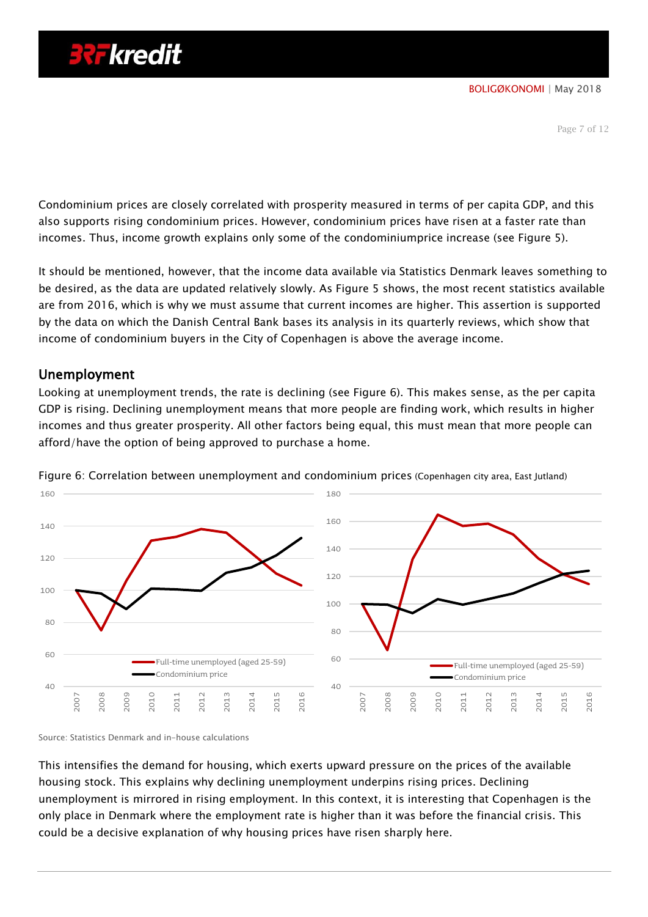Condominium prices are closely correlated with prosperity measured in terms of per capita GDP, and this also supports rising condominium prices. However, condominium prices have risen at a faster rate than incomes. Thus, income growth explains only some of the condominiumprice increase (see Figure 5).

It should be mentioned, however, that the income data available via Statistics Denmark leaves something to be desired, as the data are updated relatively slowly. As Figure 5 shows, the most recent statistics available are from 2016, which is why we must assume that current incomes are higher. This assertion is supported by the data on which the Danish Central Bank bases its analysis in its quarterly reviews, which show that income of condominium buyers in the City of Copenhagen is above the average income.

## Unemployment

Looking at unemployment trends, the rate is declining (see Figure 6). This makes sense, as the per capita GDP is rising. Declining unemployment means that more people are finding work, which results in higher incomes and thus greater prosperity. All other factors being equal, this must mean that more people can afford/have the option of being approved to purchase a home.

Figure 6: Correlation between unemployment and condominium prices (Copenhagen city area, East Jutland)

Source: Statistics Denmark and in-house calculations

This intensifies the demand for housing, which exerts upward pressure on the prices of the available housing stock. This explains why declining unemployment underpins rising prices. Declining unemployment is mirrored in rising employment. In this context, it is interesting that Copenhagen is the only place in Denmark where the employment rate is higher than it was before the financial crisis. This could be a decisive explanation of why housing prices have risen sharply here.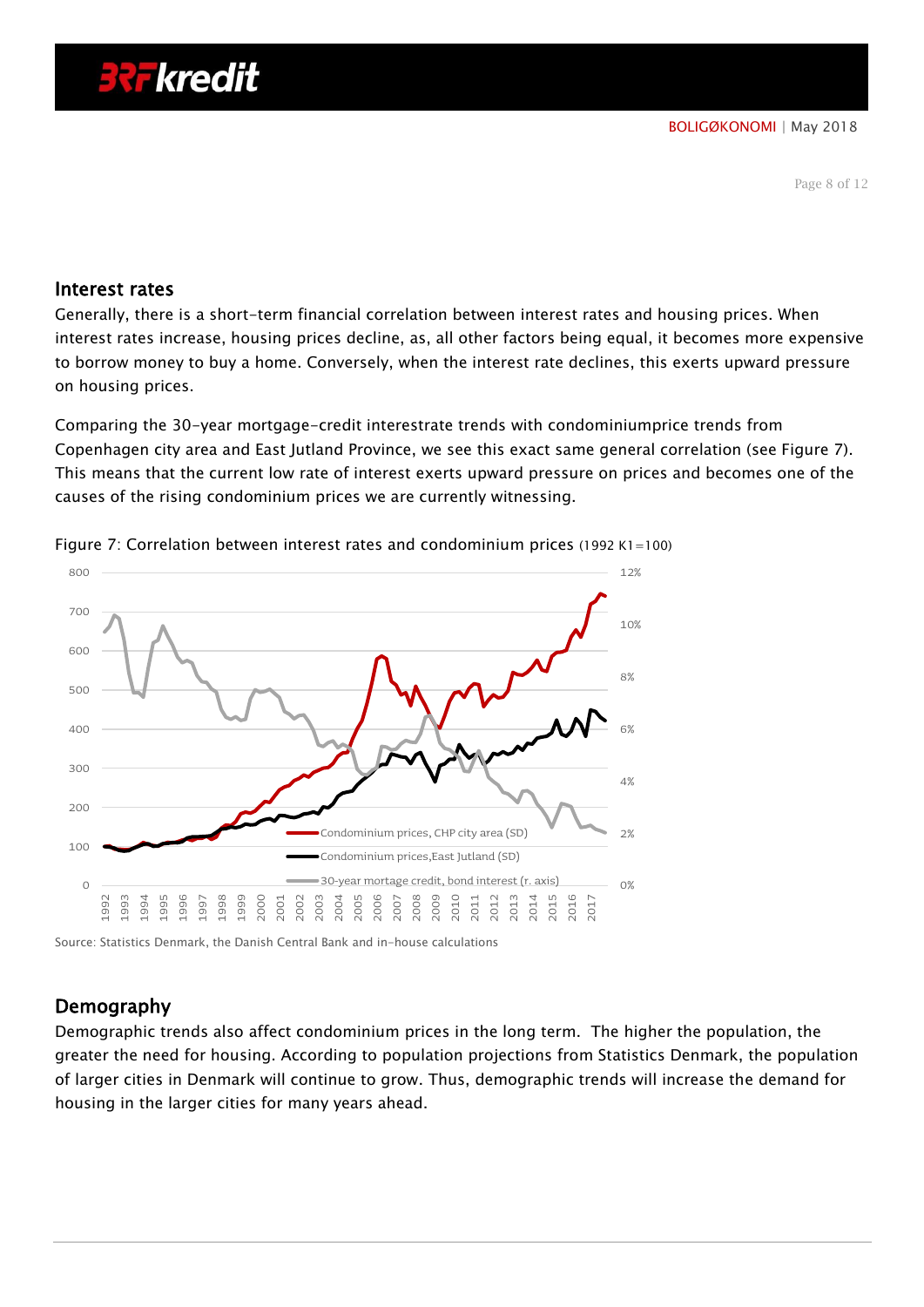## Interest rates

Generally, there is a short-term financial correlation between interest rates and housing prices. When interest rates increase, housing prices decline, as, all other factors being equal, it becomes more expensive to borrow money to buy a home. Conversely, when the interest rate declines, this exerts upward pressure on housing prices.

Comparing the 30-year mortgage-credit interestrate trends with condominiumprice trends from Copenhagen city area and East Jutland Province, we see this exact same general correlation (see Figure 7). This means that the current low rate of interest exerts upward pressure on prices and becomes one of the causes of the rising condominium prices we are currently witnessing.

Figure 7: Correlation between interest rates and condominium prices (1992 K1=100)

Source: Statistics Denmark, the Danish Central Bank and in-house calculations

## Demography

Demographic trends also affect condominium prices in the long term. The higher the population, the greater the need for housing. According to population projections from Statistics Denmark, the population of larger cities in Denmark will continue to grow. Thus, demographic trends will increase the demand for housing in the larger cities for many years ahead.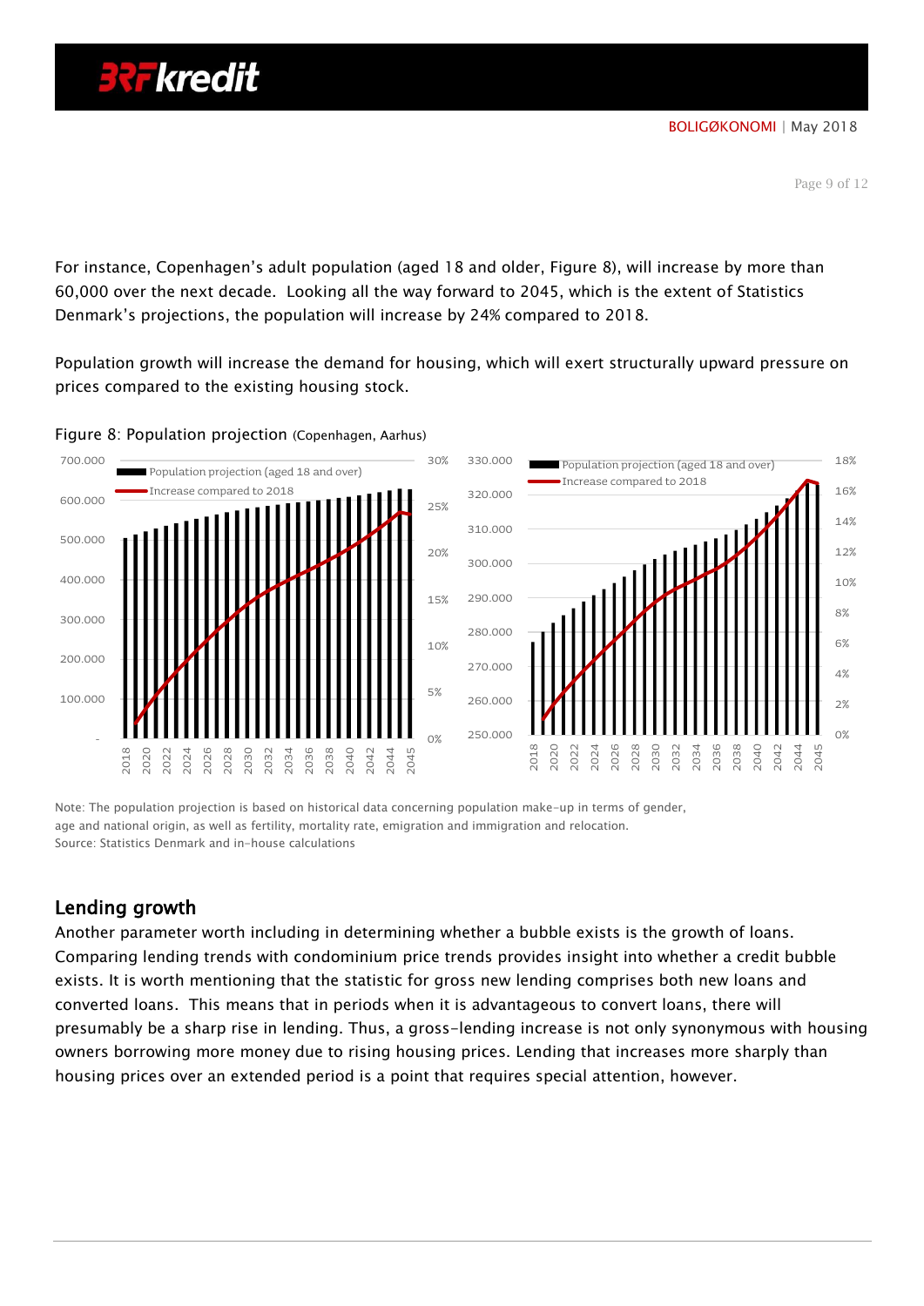For instance, Copenhagen's adult population (aged 18 and older, Figure 8), will increase by more than 60,000 over the next decade. Looking all the way forward to 2045, which is the extent of Statistics Denmark's projections, the population will increase by 24% compared to 2018.

Population growth will increase the demand for housing, which will exert structurally upward pressure on prices compared to the existing housing stock.

Figure 8: Population projection (Copenhagen, Aarhus)

Note: The population projection is based on historical data concerning population make-up in terms of gender, age and national origin, as well as fertility, mortality rate, emigration and immigration and relocation.
Source: Statistics Denmark and in-house calculations

## Lending growth

Another parameter worth including in determining whether a bubble exists is the growth of loans. Comparing lending trends with condominium price trends provides insight into whether a credit bubble exists. It is worth mentioning that the statistic for gross new lending comprises both new loans and converted loans. This means that in periods when it is advantageous to convert loans, there will presumably be a sharp rise in lending. Thus, a gross-lending increase is not only synonymous with housing owners borrowing more money due to rising housing prices. Lending that increases more sharply than housing prices over an extended period is a point that requires special attention, however.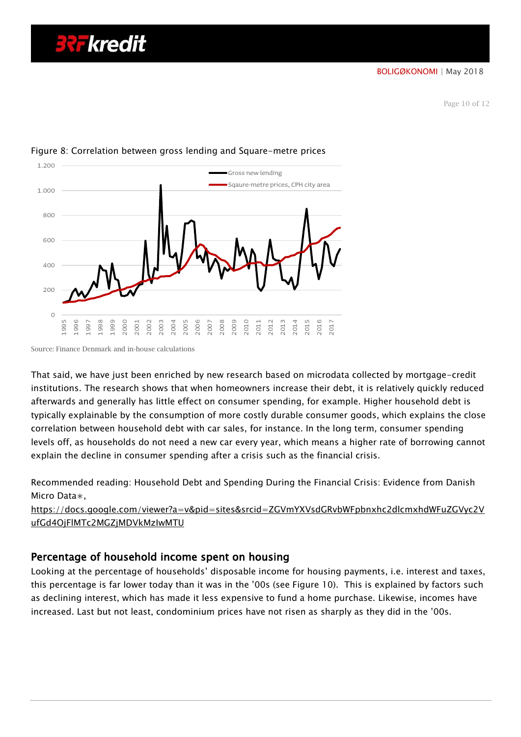Figure 8: Correlation between gross lending and Square-metre prices

Source: Finance Denmark and in-house calculations

That said, we have just been enriched by new research based on microdata collected by mortgage-credit institutions. The research shows that when homeowners increase their debt, it is relatively quickly reduced afterwards and generally has little effect on consumer spending, for example. Higher household debt is typically explainable by the consumption of more costly durable consumer goods, which explains the close correlation between household debt with car sales, for instance. In the long term, consumer spending levels off, as households do not need a new car every year, which means a higher rate of borrowing cannot explain the decline in consumer spending after a crisis such as the financial crisis.

Recommended reading: Household Debt and Spending During the Financial Crisis: Evidence from Danish Micro Data∗,
https://docs.google.com/viewer?a=v&pid=sites&srcid=ZGVmYXVsdGRvbWFpbnxhc2dlcmxhdWFuZGVyc2VufGd4OjFlMTc2MGZjMDVkMzIwMTU

## Percentage of household income spent on housing

Looking at the percentage of households' disposable income for housing payments, i.e. interest and taxes, this percentage is far lower today than it was in the '00s (see Figure 10). This is explained by factors such as declining interest, which has made it less expensive to fund a home purchase. Likewise, incomes have increased. Last but not least, condominium prices have not risen as sharply as they did in the '00s.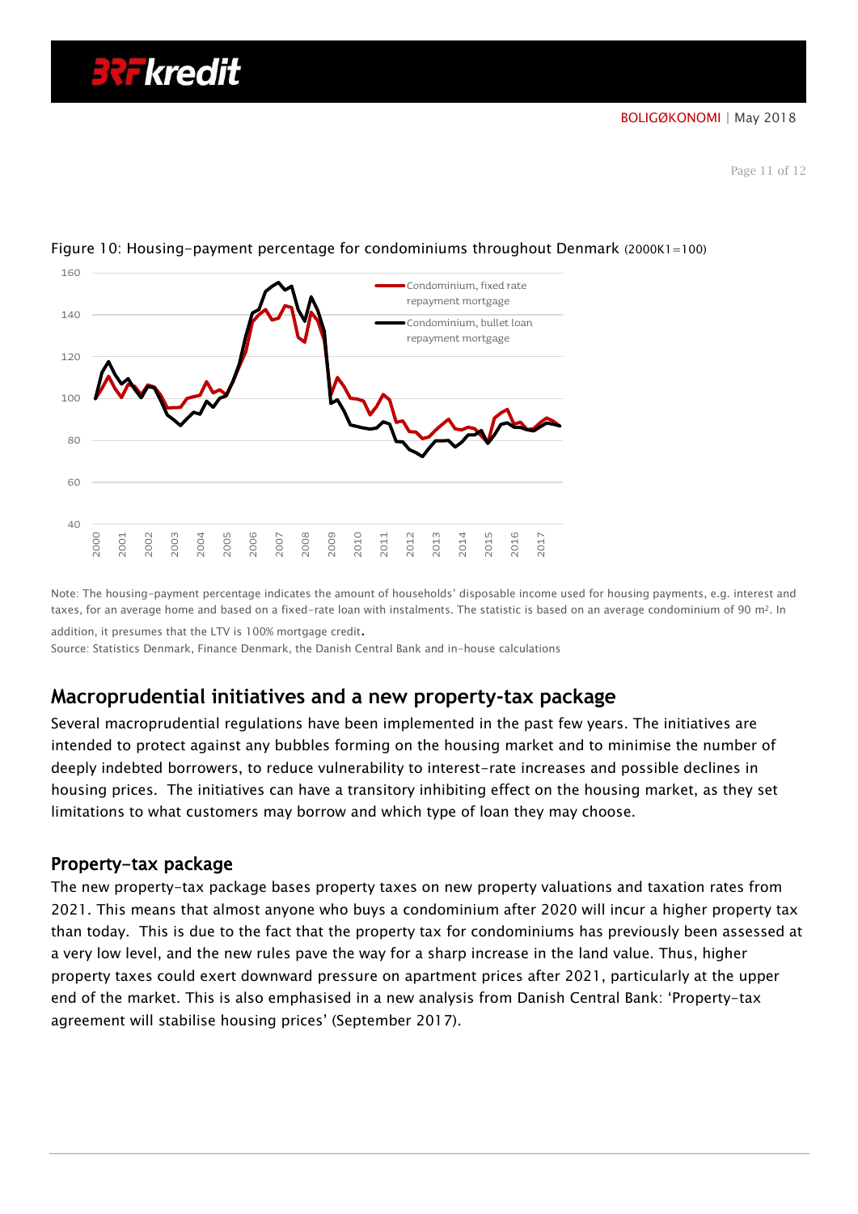Figure 10: Housing-payment percentage for condominiums throughout Denmark (2000K1=100)

Note: The housing-payment percentage indicates the amount of households' disposable income used for housing payments, e.g. interest and taxes, for an average home and based on a fixed-rate loan with instalments. The statistic is based on an average condominium of 90 m². In addition, it presumes that the LTV is 100% mortgage credit.

Source: Statistics Denmark, Finance Denmark, the Danish Central Bank and in-house calculations

## Macroprudential initiatives and a new property-tax package

Several macroprudential regulations have been implemented in the past few years. The initiatives are intended to protect against any bubbles forming on the housing market and to minimise the number of deeply indebted borrowers, to reduce vulnerability to interest-rate increases and possible declines in housing prices. The initiatives can have a transitory inhibiting effect on the housing market, as they set limitations to what customers may borrow and which type of loan they may choose.

### Property-tax package

The new property-tax package bases property taxes on new property valuations and taxation rates from 2021. This means that almost anyone who buys a condominium after 2020 will incur a higher property tax than today. This is due to the fact that the property tax for condominiums has previously been assessed at a very low level, and the new rules pave the way for a sharp increase in the land value. Thus, higher property taxes could exert downward pressure on apartment prices after 2021, particularly at the upper end of the market. This is also emphasised in a new analysis from Danish Central Bank: 'Property-tax agreement will stabilise housing prices' (September 2017).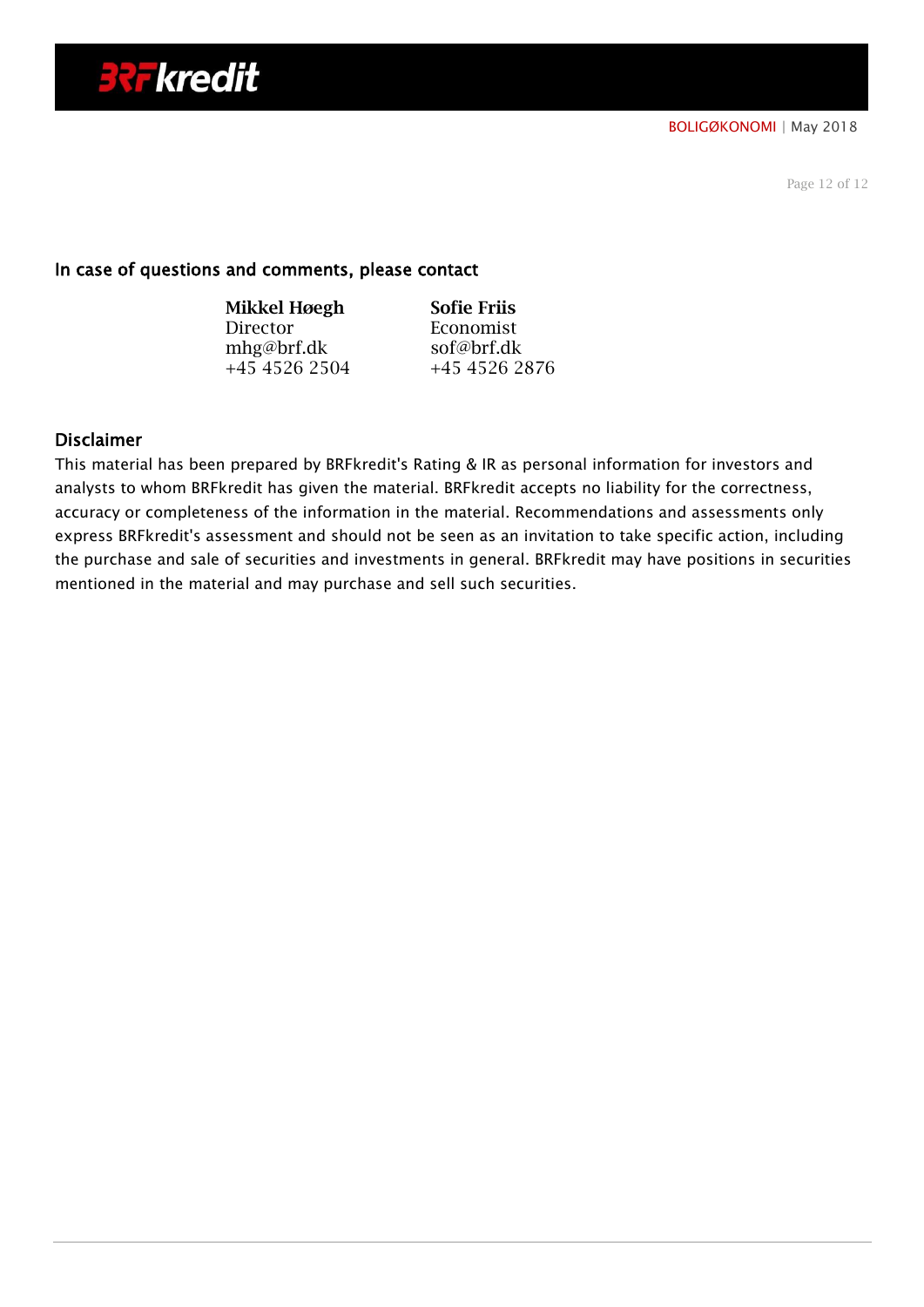## In case of questions and comments, please contact

**Mikkel Høegh**
Director
mhg@brf.dk
+45 4526 2504

**Sofie Friis**
Economist
sof@brf.dk
+45 4526 2876

## Disclaimer

This material has been prepared by BRFkredit's Rating & IR as personal information for investors and analysts to whom BRFkredit has given the material. BRFkredit accepts no liability for the correctness, accuracy or completeness of the information in the material. Recommendations and assessments only express BRFkredit's assessment and should not be seen as an invitation to take specific action, including the purchase and sale of securities and investments in general. BRFkredit may have positions in securities mentioned in the material and may purchase and sell such securities.